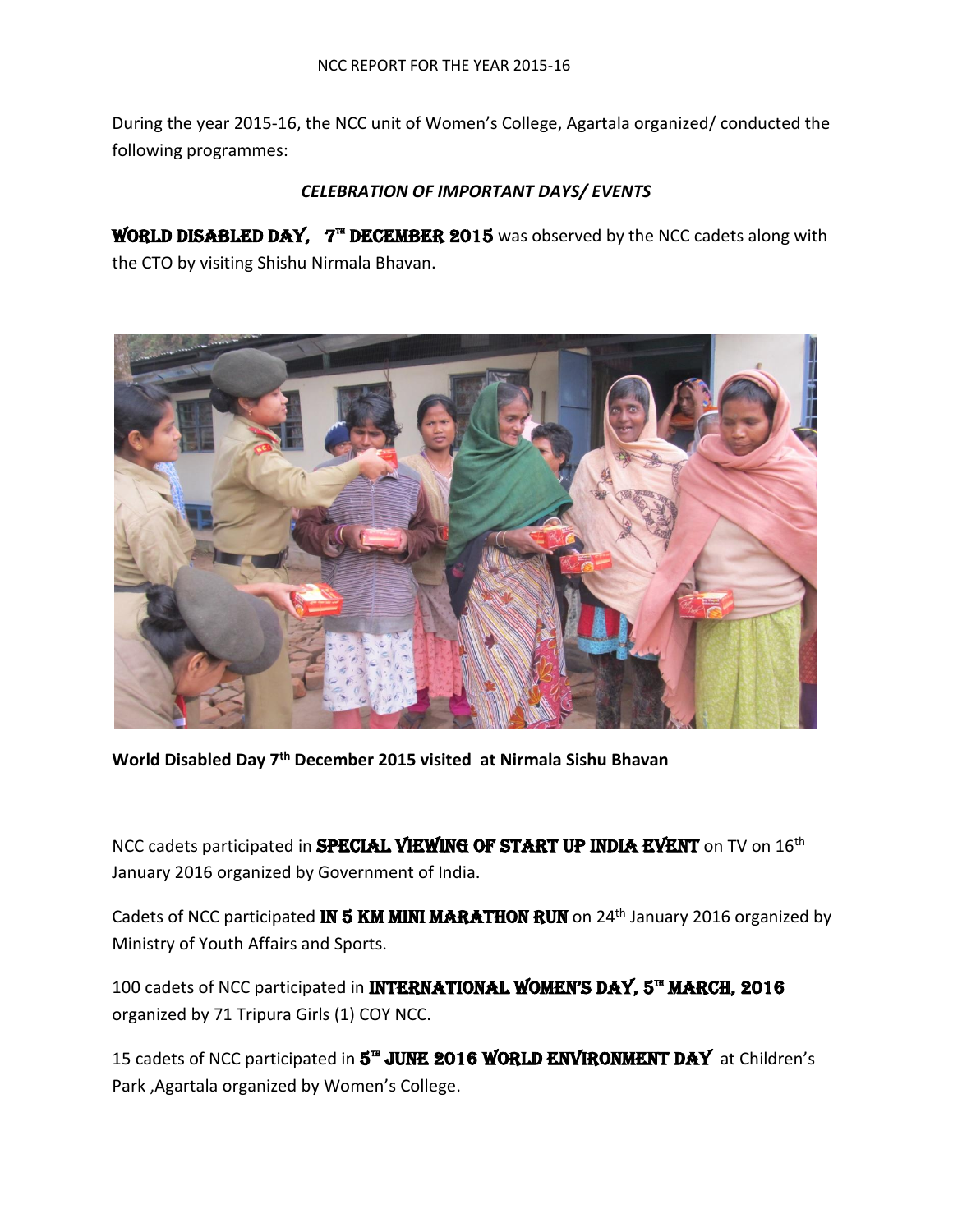NCC REPORT FOR THE YEAR 2015-16

During the year 2015-16, the NCC unit of Women's College, Agartala organized/ conducted the following programmes:

*CELEBRATION OF IMPORTANT DAYS/ EVENTS*

**WORLD DISABLED DAY, 7TH DECEMBER 2015** was observed by the NCC cadets along with the CTO by visiting Shishu Nirmala Bhavan.

**World Disabled Day 7th December 2015 visited at Nirmala Sishu Bhavan**

NCC cadets participated in **SPECIAL VIEWING OF START UP INDIA EVENT** on TV on 16th January 2016 organized by Government of India.

Cadets of NCC participated **IN 5 KM MINI MARATHON RUN** on 24th January 2016 organized by Ministry of Youth Affairs and Sports.

100 cadets of NCC participated in **INTERNATIONAL WOMEN'S DAY, 5TH MARCH, 2016** organized by 71 Tripura Girls (1) COY NCC.

15 cadets of NCC participated in **5TH JUNE 2016 WORLD ENVIRONMENT DAY** at Children's Park ,Agartala organized by Women's College.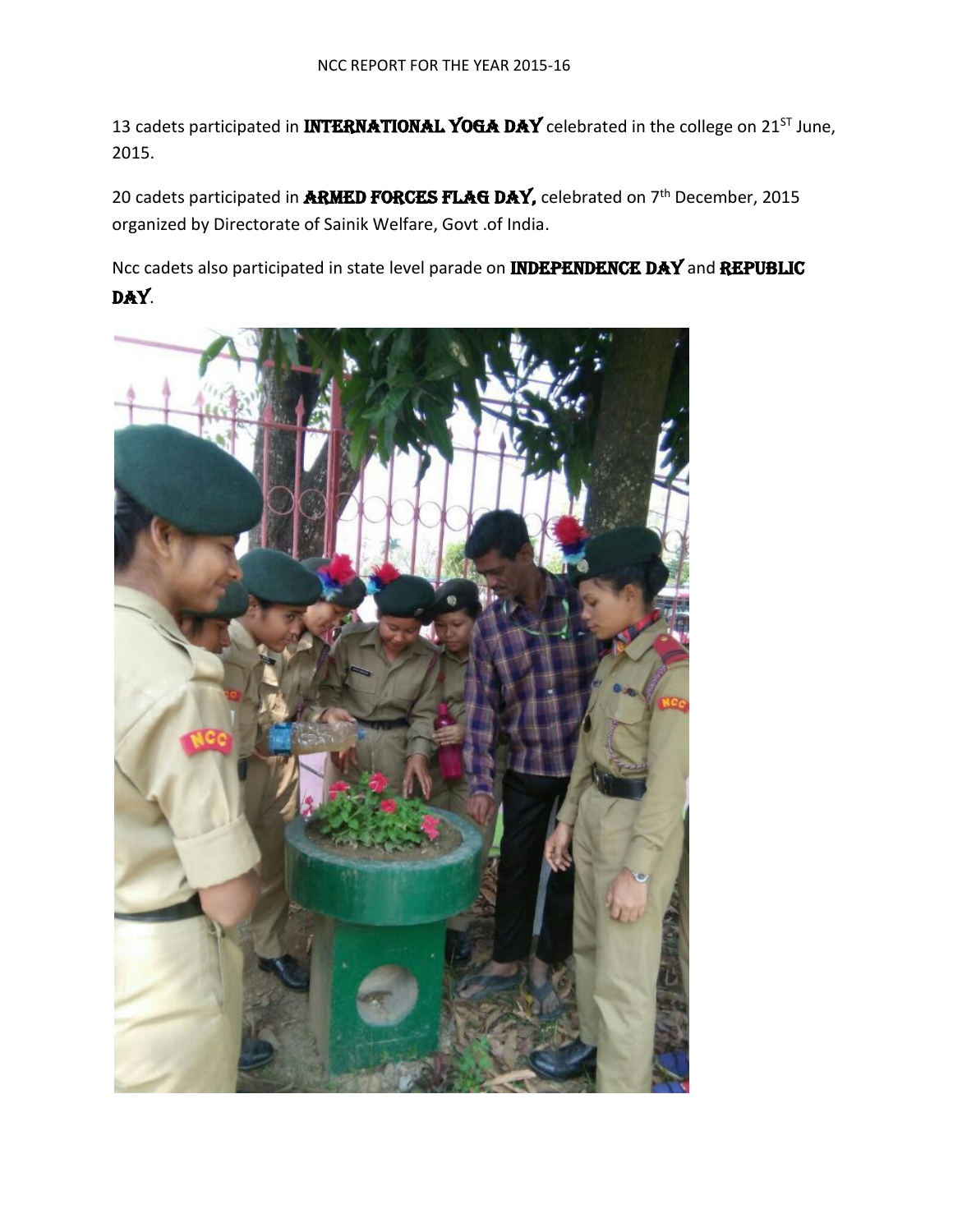NCC REPORT FOR THE YEAR 2015-16

13 cadets participated in **INTERNATIONAL YOGA DAY** celebrated in the college on 21[ST] June, 2015.

20 cadets participated in **ARMED FORCES FLAG DAY,** celebrated on 7[th] December, 2015 organized by Directorate of Sainik Welfare, Govt .of India.

Ncc cadets also participated in state level parade on **INDEPENDENCE DAY** and **REPUBLIC DAY**.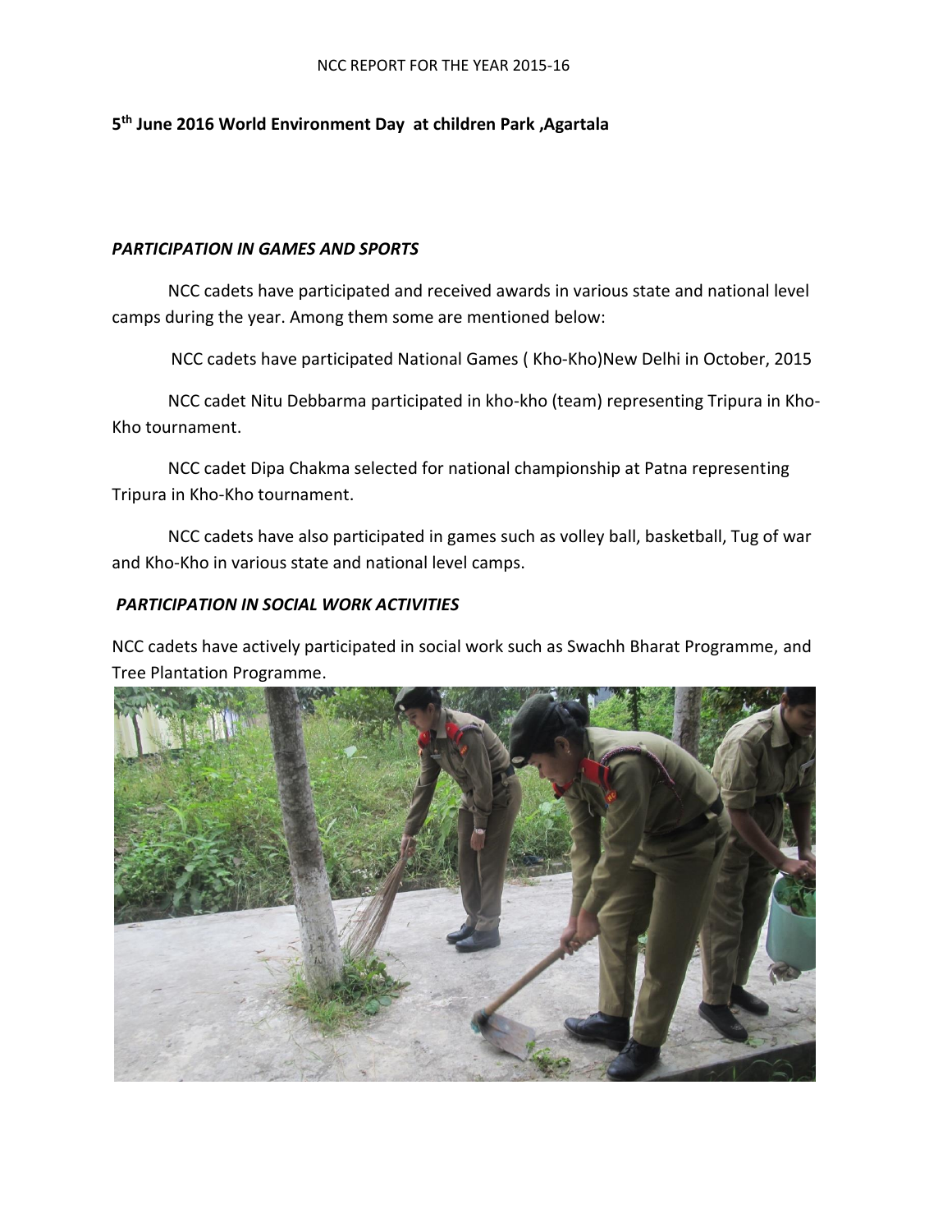**5th June 2016 World Environment Day at children Park ,Agartala**

***PARTICIPATION IN GAMES AND SPORTS***

NCC cadets have participated and received awards in various state and national level camps during the year. Among them some are mentioned below:

NCC cadets have participated National Games ( Kho-Kho)New Delhi in October, 2015

NCC cadet Nitu Debbarma participated in kho-kho (team) representing Tripura in Kho-Kho tournament.

NCC cadet Dipa Chakma selected for national championship at Patna representing Tripura in Kho-Kho tournament.

NCC cadets have also participated in games such as volley ball, basketball, Tug of war and Kho-Kho in various state and national level camps.

***PARTICIPATION IN SOCIAL WORK ACTIVITIES***

NCC cadets have actively participated in social work such as Swachh Bharat Programme, and Tree Plantation Programme.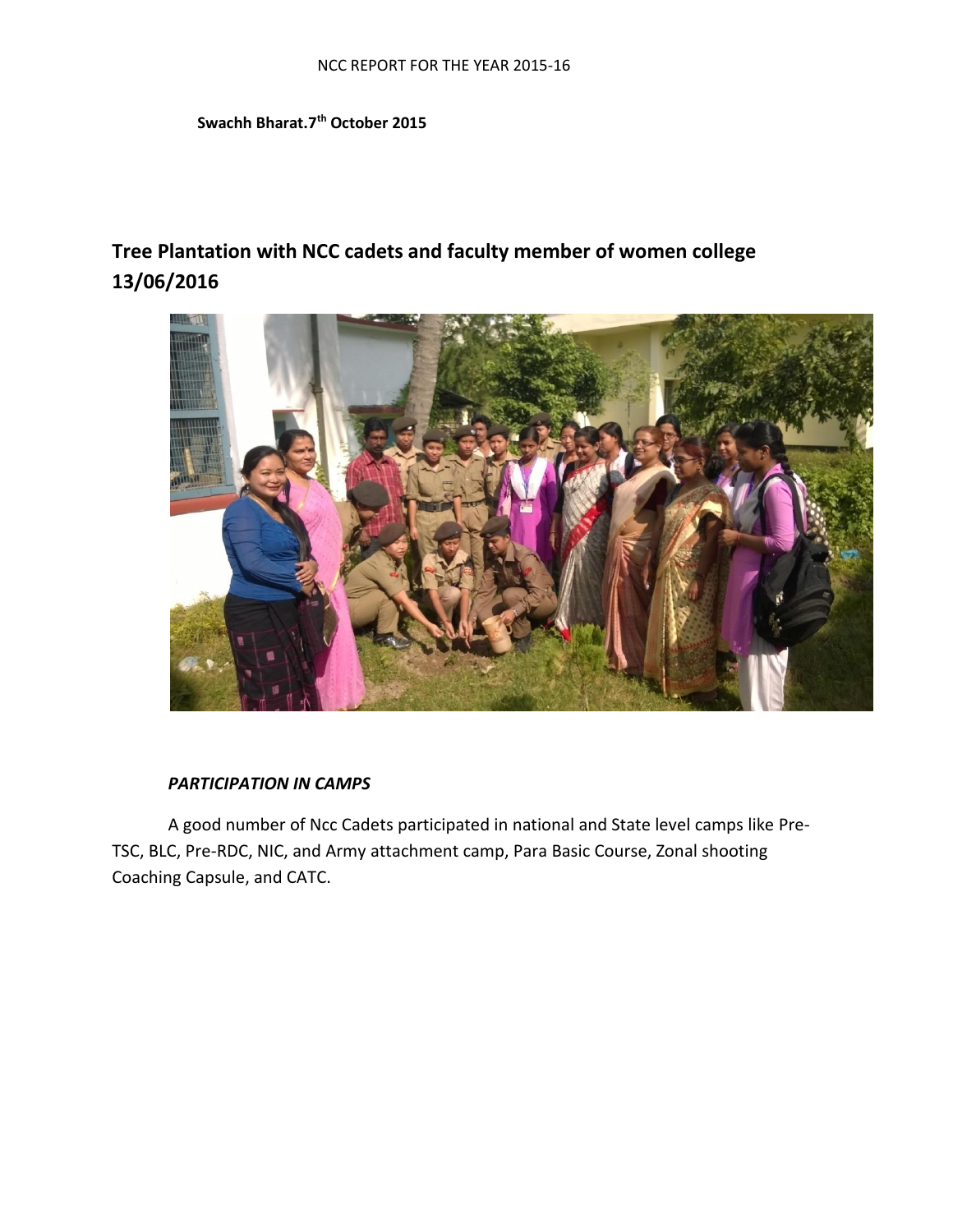NCC REPORT FOR THE YEAR 2015-16

**Swachh Bharat.7th October 2015**

## Tree Plantation with NCC cadets and faculty member of women college 13/06/2016

***PARTICIPATION IN CAMPS***

A good number of Ncc Cadets participated in national and State level camps like Pre-TSC, BLC, Pre-RDC, NIC, and Army attachment camp, Para Basic Course, Zonal shooting Coaching Capsule, and CATC.